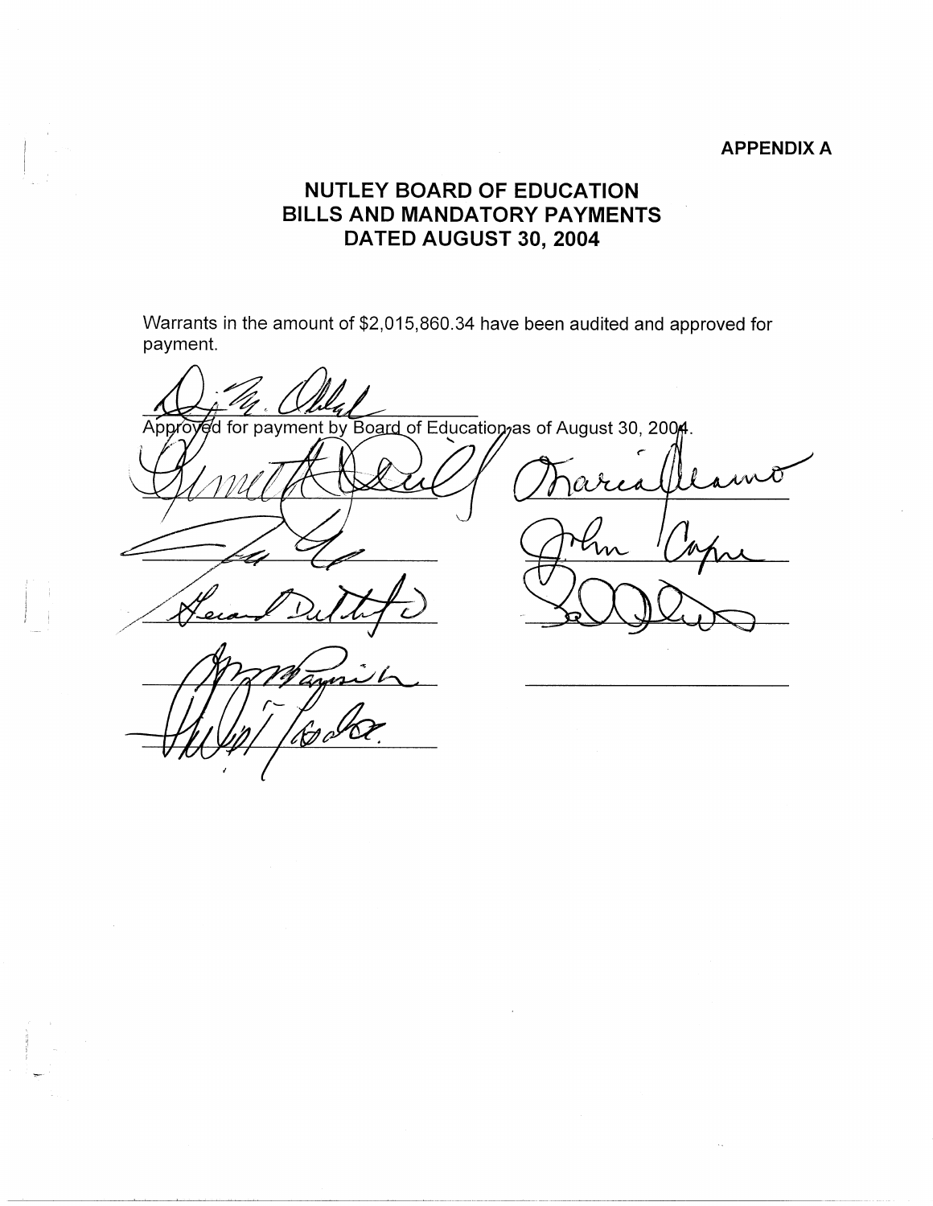**APPENDIX A**

# NUTLEY BOARD OF EDUCATION
## BILLS AND MANDATORY PAYMENTS
## DATED AUGUST 30, 2004

Warrants in the amount of $2,015,860.34 have been audited and approved for payment.

Approved for payment by Board of Education as of August 30, 2004.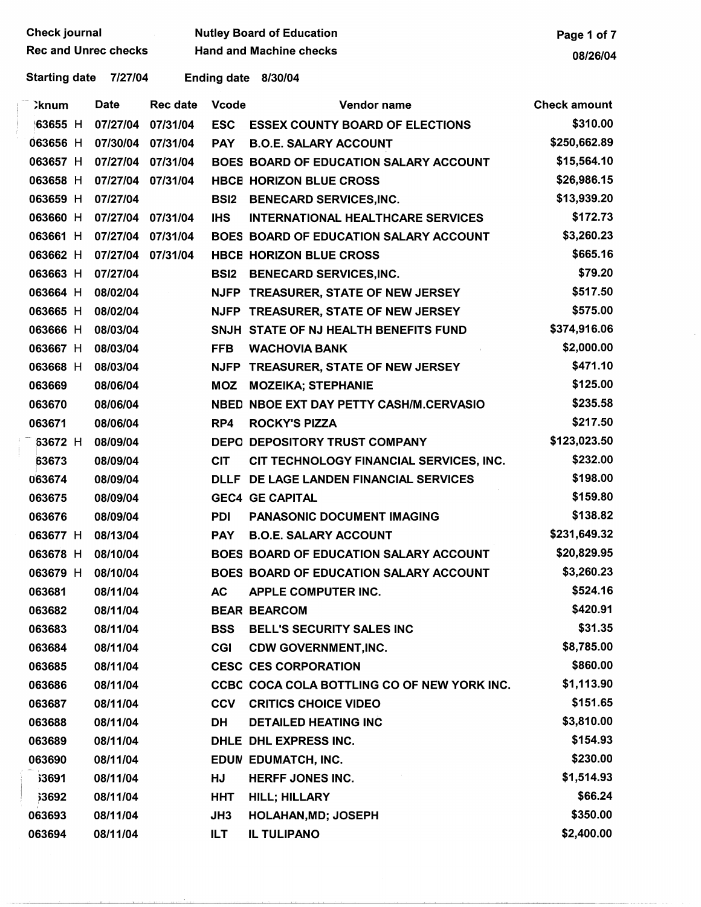Check journal
Rec and Unrec checks

Nutley Board of Education
Hand and Machine checks

08/26/04

Starting date 7/27/04 Ending date 8/30/04

| ;knum | Date | Rec date | Vcode | Vendor name | Check amount |
|---|---|---|---|---|---|
| 63655 H | 07/27/04 | 07/31/04 | ESC | ESSEX COUNTY BOARD OF ELECTIONS | $310.00 |
| 063656 H | 07/30/04 | 07/31/04 | PAY | B.O.E. SALARY ACCOUNT | $250,662.89 |
| 063657 H | 07/27/04 | 07/31/04 | BOES | BOARD OF EDUCATION SALARY ACCOUNT | $15,564.10 |
| 063658 H | 07/27/04 | 07/31/04 | HBCE | HORIZON BLUE CROSS | $26,986.15 |
| 063659 H | 07/27/04 | | BSI2 | BENECARD SERVICES,INC. | $13,939.20 |
| 063660 H | 07/27/04 | 07/31/04 | IHS | INTERNATIONAL HEALTHCARE SERVICES | $172.73 |
| 063661 H | 07/27/04 | 07/31/04 | BOES | BOARD OF EDUCATION SALARY ACCOUNT | $3,260.23 |
| 063662 H | 07/27/04 | 07/31/04 | HBCE | HORIZON BLUE CROSS | $665.16 |
| 063663 H | 07/27/04 | | BSI2 | BENECARD SERVICES,INC. | $79.20 |
| 063664 H | 08/02/04 | | NJFP | TREASURER, STATE OF NEW JERSEY | $517.50 |
| 063665 H | 08/02/04 | | NJFP | TREASURER, STATE OF NEW JERSEY | $575.00 |
| 063666 H | 08/03/04 | | SNJH | STATE OF NJ HEALTH BENEFITS FUND | $374,916.06 |
| 063667 H | 08/03/04 | | FFB | WACHOVIA BANK | $2,000.00 |
| 063668 H | 08/03/04 | | NJFP | TREASURER, STATE OF NEW JERSEY | $471.10 |
| 063669 | 08/06/04 | | MOZ | MOZEIKA; STEPHANIE | $125.00 |
| 063670 | 08/06/04 | | NBED | NBOE EXT DAY PETTY CASH/M.CERVASIO | $235.58 |
| 063671 | 08/06/04 | | RP4 | ROCKY'S PIZZA | $217.50 |
| 63672 H | 08/09/04 | | DEPO | DEPOSITORY TRUST COMPANY | $123,023.50 |
| 63673 | 08/09/04 | | CIT | CIT TECHNOLOGY FINANCIAL SERVICES, INC. | $232.00 |
| 063674 | 08/09/04 | | DLLF | DE LAGE LANDEN FINANCIAL SERVICES | $198.00 |
| 063675 | 08/09/04 | | GEC4 | GE CAPITAL | $159.80 |
| 063676 | 08/09/04 | | PDI | PANASONIC DOCUMENT IMAGING | $138.82 |
| 063677 H | 08/13/04 | | PAY | B.O.E. SALARY ACCOUNT | $231,649.32 |
| 063678 H | 08/10/04 | | BOES | BOARD OF EDUCATION SALARY ACCOUNT | $20,829.95 |
| 063679 H | 08/10/04 | | BOES | BOARD OF EDUCATION SALARY ACCOUNT | $3,260.23 |
| 063681 | 08/11/04 | | AC | APPLE COMPUTER INC. | $524.16 |
| 063682 | 08/11/04 | | BEAR | BEARCOM | $420.91 |
| 063683 | 08/11/04 | | BSS | BELL'S SECURITY SALES INC | $31.35 |
| 063684 | 08/11/04 | | CGI | CDW GOVERNMENT,INC. | $8,785.00 |
| 063685 | 08/11/04 | | CESC | CES CORPORATION | $860.00 |
| 063686 | 08/11/04 | | CCBC | COCA COLA BOTTLING CO OF NEW YORK INC. | $1,113.90 |
| 063687 | 08/11/04 | | CCV | CRITICS CHOICE VIDEO | $151.65 |
| 063688 | 08/11/04 | | DH | DETAILED HEATING INC | $3,810.00 |
| 063689 | 08/11/04 | | DHLE | DHL EXPRESS INC. | $154.93 |
| 063690 | 08/11/04 | | EDUM | EDUMATCH, INC. | $230.00 |
| 63691 | 08/11/04 | | HJ | HERFF JONES INC. | $1,514.93 |
| 63692 | 08/11/04 | | HHT | HILL; HILLARY | $66.24 |
| 063693 | 08/11/04 | | JH3 | HOLAHAN,MD; JOSEPH | $350.00 |
| 063694 | 08/11/04 | | ILT | IL TULIPANO | $2,400.00 |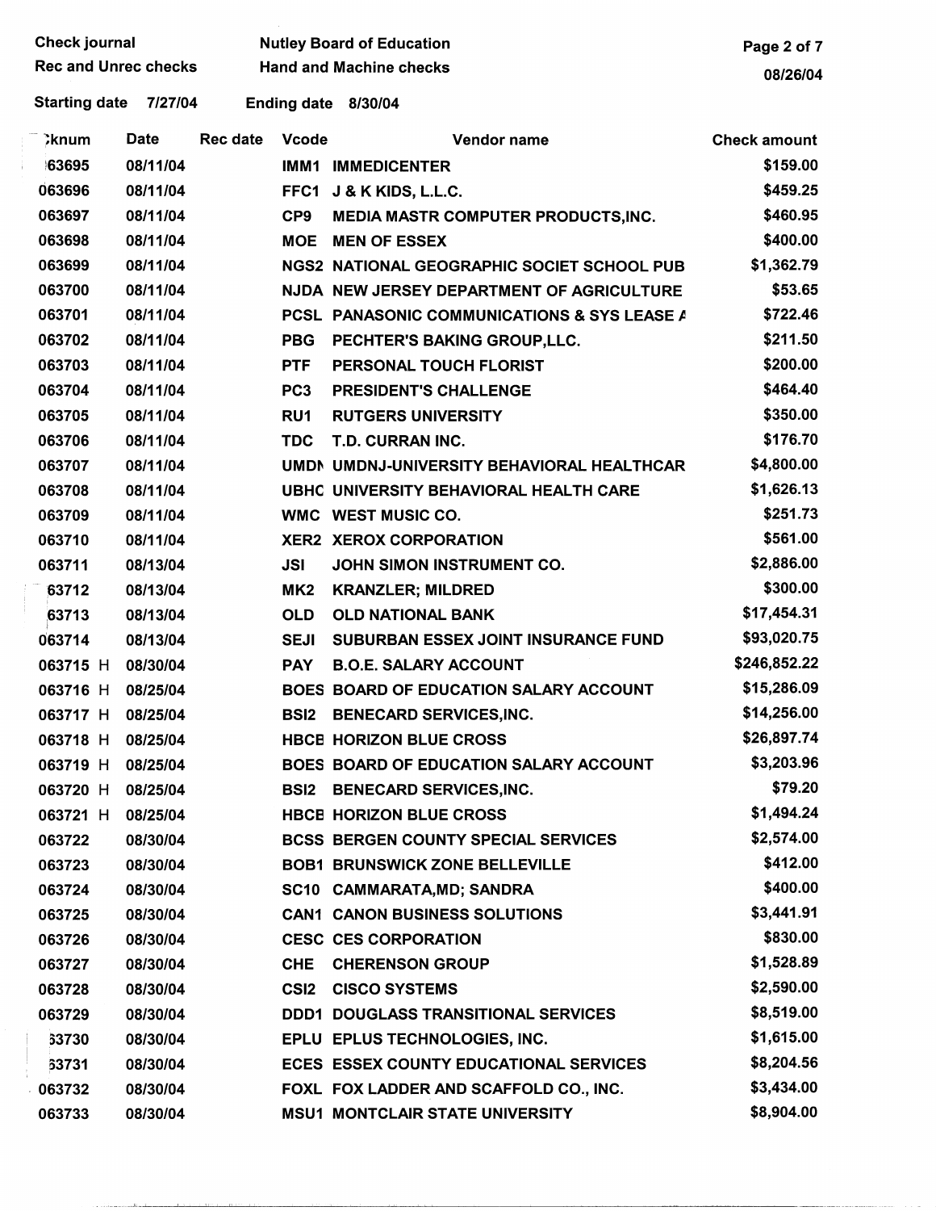Check journal | Nutley Board of Education
Rec and Unrec checks | Hand and Machine checks

Starting date 7/27/04 | Ending date 8/30/04

| Chknum | Date | Rec date | Vcode | Vendor name | Check amount |
|---|---|---|---|---|---|
| 063695 | 08/11/04 | | IMM1 | IMMEDICENTER | $159.00 |
| 063696 | 08/11/04 | | FFC1 | J & K KIDS, L.L.C. | $459.25 |
| 063697 | 08/11/04 | | CP9 | MEDIA MASTR COMPUTER PRODUCTS,INC. | $460.95 |
| 063698 | 08/11/04 | | MOE | MEN OF ESSEX | $400.00 |
| 063699 | 08/11/04 | | NGS2 | NATIONAL GEOGRAPHIC SOCIET SCHOOL PUB | $1,362.79 |
| 063700 | 08/11/04 | | NJDA | NEW JERSEY DEPARTMENT OF AGRICULTURE | $53.65 |
| 063701 | 08/11/04 | | PCSL | PANASONIC COMMUNICATIONS & SYS LEASE A | $722.46 |
| 063702 | 08/11/04 | | PBG | PECHTER'S BAKING GROUP,LLC. | $211.50 |
| 063703 | 08/11/04 | | PTF | PERSONAL TOUCH FLORIST | $200.00 |
| 063704 | 08/11/04 | | PC3 | PRESIDENT'S CHALLENGE | $464.40 |
| 063705 | 08/11/04 | | RU1 | RUTGERS UNIVERSITY | $350.00 |
| 063706 | 08/11/04 | | TDC | T.D. CURRAN INC. | $176.70 |
| 063707 | 08/11/04 | | UMDN | UMDNJ-UNIVERSITY BEHAVIORAL HEALTHCAR | $4,800.00 |
| 063708 | 08/11/04 | | UBHC | UNIVERSITY BEHAVIORAL HEALTH CARE | $1,626.13 |
| 063709 | 08/11/04 | | WMC | WEST MUSIC CO. | $251.73 |
| 063710 | 08/11/04 | | XER2 | XEROX CORPORATION | $561.00 |
| 063711 | 08/13/04 | | JSI | JOHN SIMON INSTRUMENT CO. | $2,886.00 |
| 063712 | 08/13/04 | | MK2 | KRANZLER; MILDRED | $300.00 |
| 063713 | 08/13/04 | | OLD | OLD NATIONAL BANK | $17,454.31 |
| 063714 | 08/13/04 | | SEJI | SUBURBAN ESSEX JOINT INSURANCE FUND | $93,020.75 |
| 063715 H | 08/30/04 | | PAY | B.O.E. SALARY ACCOUNT | $246,852.22 |
| 063716 H | 08/25/04 | | BOES | BOARD OF EDUCATION SALARY ACCOUNT | $15,286.09 |
| 063717 H | 08/25/04 | | BSI2 | BENECARD SERVICES,INC. | $14,256.00 |
| 063718 H | 08/25/04 | | HBCB | HORIZON BLUE CROSS | $26,897.74 |
| 063719 H | 08/25/04 | | BOES | BOARD OF EDUCATION SALARY ACCOUNT | $3,203.96 |
| 063720 H | 08/25/04 | | BSI2 | BENECARD SERVICES,INC. | $79.20 |
| 063721 H | 08/25/04 | | HBCB | HORIZON BLUE CROSS | $1,494.24 |
| 063722 | 08/30/04 | | BCSS | BERGEN COUNTY SPECIAL SERVICES | $2,574.00 |
| 063723 | 08/30/04 | | BOB1 | BRUNSWICK ZONE BELLEVILLE | $412.00 |
| 063724 | 08/30/04 | | SC10 | CAMMARATA,MD; SANDRA | $400.00 |
| 063725 | 08/30/04 | | CAN1 | CANON BUSINESS SOLUTIONS | $3,441.91 |
| 063726 | 08/30/04 | | CESC | CES CORPORATION | $830.00 |
| 063727 | 08/30/04 | | CHE | CHERENSON GROUP | $1,528.89 |
| 063728 | 08/30/04 | | CSI2 | CISCO SYSTEMS | $2,590.00 |
| 063729 | 08/30/04 | | DDD1 | DOUGLASS TRANSITIONAL SERVICES | $8,519.00 |
| 063730 | 08/30/04 | | EPLU | EPLUS TECHNOLOGIES, INC. | $1,615.00 |
| 063731 | 08/30/04 | | ECES | ESSEX COUNTY EDUCATIONAL SERVICES | $8,204.56 |
| 063732 | 08/30/04 | | FOXL | FOX LADDER AND SCAFFOLD CO., INC. | $3,434.00 |
| 063733 | 08/30/04 | | MSU1 | MONTCLAIR STATE UNIVERSITY | $8,904.00 |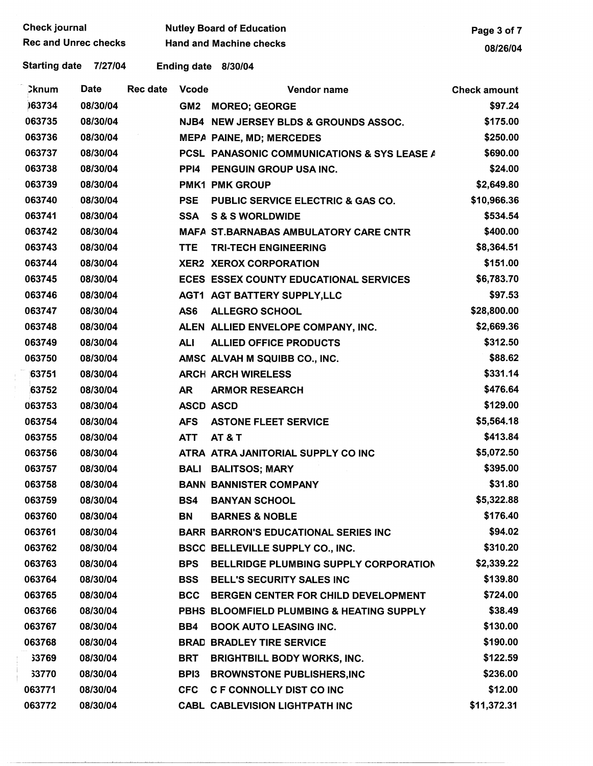Check journal
Rec and Unrec checks

Nutley Board of Education
Hand and Machine checks

Starting date 7/27/04 Ending date 8/30/04

| Cknum | Date | Rec date | Vcode | Vendor name | Check amount |
|---|---|---|---|---|---|
| 063734 | 08/30/04 | | GM2 | MOREO; GEORGE | $97.24 |
| 063735 | 08/30/04 | | NJB4 | NEW JERSEY BLDS & GROUNDS ASSOC. | $175.00 |
| 063736 | 08/30/04 | | MEPA | PAINE, MD; MERCEDES | $250.00 |
| 063737 | 08/30/04 | | PCSL | PANASONIC COMMUNICATIONS & SYS LEASE A | $690.00 |
| 063738 | 08/30/04 | | PPI4 | PENGUIN GROUP USA INC. | $24.00 |
| 063739 | 08/30/04 | | PMK1 | PMK GROUP | $2,649.80 |
| 063740 | 08/30/04 | | PSE | PUBLIC SERVICE ELECTRIC & GAS CO. | $10,966.36 |
| 063741 | 08/30/04 | | SSA | S & S WORLDWIDE | $534.54 |
| 063742 | 08/30/04 | | MAFA | ST.BARNABAS AMBULATORY CARE CNTR | $400.00 |
| 063743 | 08/30/04 | | TTE | TRI-TECH ENGINEERING | $8,364.51 |
| 063744 | 08/30/04 | | XER2 | XEROX CORPORATION | $151.00 |
| 063745 | 08/30/04 | | ECES | ESSEX COUNTY EDUCATIONAL SERVICES | $6,783.70 |
| 063746 | 08/30/04 | | AGT1 | AGT BATTERY SUPPLY,LLC | $97.53 |
| 063747 | 08/30/04 | | AS6 | ALLEGRO SCHOOL | $28,800.00 |
| 063748 | 08/30/04 | | ALEN | ALLIED ENVELOPE COMPANY, INC. | $2,669.36 |
| 063749 | 08/30/04 | | ALI | ALLIED OFFICE PRODUCTS | $312.50 |
| 063750 | 08/30/04 | | AMSC | ALVAH M SQUIBB CO., INC. | $88.62 |
| 063751 | 08/30/04 | | ARCH | ARCH WIRELESS | $331.14 |
| 063752 | 08/30/04 | | AR | ARMOR RESEARCH | $476.64 |
| 063753 | 08/30/04 | | ASCD | ASCD | $129.00 |
| 063754 | 08/30/04 | | AFS | ASTONE FLEET SERVICE | $5,564.18 |
| 063755 | 08/30/04 | | ATT | AT & T | $413.84 |
| 063756 | 08/30/04 | | ATRA | ATRA JANITORIAL SUPPLY CO INC | $5,072.50 |
| 063757 | 08/30/04 | | BALI | BALITSOS; MARY | $395.00 |
| 063758 | 08/30/04 | | BANN | BANNISTER COMPANY | $31.80 |
| 063759 | 08/30/04 | | BS4 | BANYAN SCHOOL | $5,322.88 |
| 063760 | 08/30/04 | | BN | BARNES & NOBLE | $176.40 |
| 063761 | 08/30/04 | | BARR | BARRON'S EDUCATIONAL SERIES INC | $94.02 |
| 063762 | 08/30/04 | | BSCC | BELLEVILLE SUPPLY CO., INC. | $310.20 |
| 063763 | 08/30/04 | | BPS | BELLRIDGE PLUMBING SUPPLY CORPORATION | $2,339.22 |
| 063764 | 08/30/04 | | BSS | BELL'S SECURITY SALES INC | $139.80 |
| 063765 | 08/30/04 | | BCC | BERGEN CENTER FOR CHILD DEVELOPMENT | $724.00 |
| 063766 | 08/30/04 | | PBHS | BLOOMFIELD PLUMBING & HEATING SUPPLY | $38.49 |
| 063767 | 08/30/04 | | BB4 | BOOK AUTO LEASING INC. | $130.00 |
| 063768 | 08/30/04 | | BRAD | BRADLEY TIRE SERVICE | $190.00 |
| 063769 | 08/30/04 | | BRT | BRIGHTBILL BODY WORKS, INC. | $122.59 |
| 063770 | 08/30/04 | | BPI3 | BROWNSTONE PUBLISHERS,INC | $236.00 |
| 063771 | 08/30/04 | | CFC | C F CONNOLLY DIST CO INC | $12.00 |
| 063772 | 08/30/04 | | CABL | CABLEVISION LIGHTPATH INC | $11,372.31 |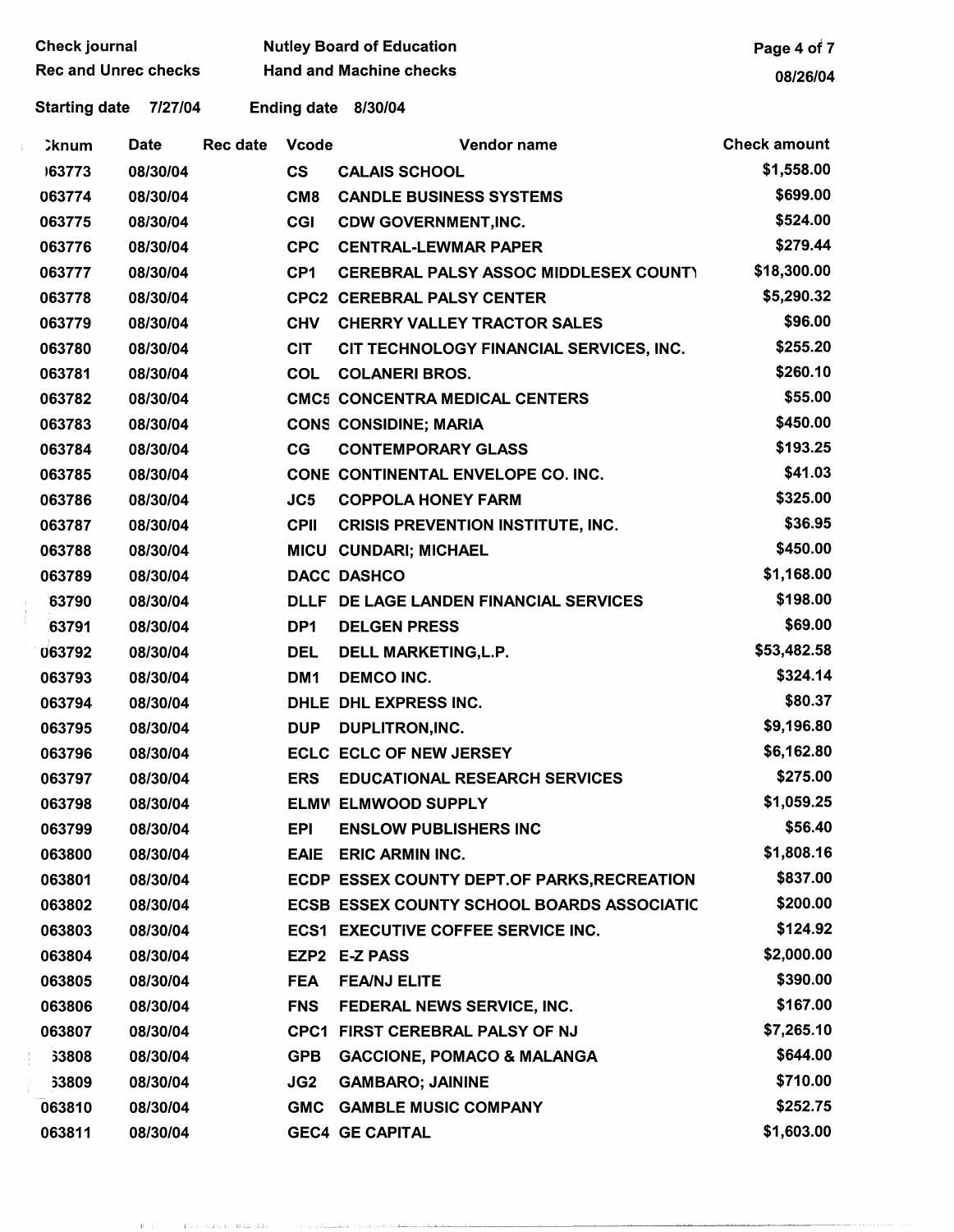Check journal | Nutley Board of Education
Rec and Unrec checks | Hand and Machine checks

08/26/04

Starting date 7/27/04 Ending date 8/30/04

| Cknum | Date | Rec date | Vcode | Vendor name | Check amount |
|---|---|---|---|---|---|
| 063773 | 08/30/04 | | CS | CALAIS SCHOOL | $1,558.00 |
| 063774 | 08/30/04 | | CM8 | CANDLE BUSINESS SYSTEMS | $699.00 |
| 063775 | 08/30/04 | | CGI | CDW GOVERNMENT,INC. | $524.00 |
| 063776 | 08/30/04 | | CPC | CENTRAL-LEWMAR PAPER | $279.44 |
| 063777 | 08/30/04 | | CP1 | CEREBRAL PALSY ASSOC MIDDLESEX COUNTY | $18,300.00 |
| 063778 | 08/30/04 | | CPC2 | CEREBRAL PALSY CENTER | $5,290.32 |
| 063779 | 08/30/04 | | CHV | CHERRY VALLEY TRACTOR SALES | $96.00 |
| 063780 | 08/30/04 | | CIT | CIT TECHNOLOGY FINANCIAL SERVICES, INC. | $255.20 |
| 063781 | 08/30/04 | | COL | COLANERI BROS. | $260.10 |
| 063782 | 08/30/04 | | CMC5 | CONCENTRA MEDICAL CENTERS | $55.00 |
| 063783 | 08/30/04 | | CONS | CONSIDINE; MARIA | $450.00 |
| 063784 | 08/30/04 | | CG | CONTEMPORARY GLASS | $193.25 |
| 063785 | 08/30/04 | | CONE | CONTINENTAL ENVELOPE CO. INC. | $41.03 |
| 063786 | 08/30/04 | | JC5 | COPPOLA HONEY FARM | $325.00 |
| 063787 | 08/30/04 | | CPII | CRISIS PREVENTION INSTITUTE, INC. | $36.95 |
| 063788 | 08/30/04 | | MICU | CUNDARI; MICHAEL | $450.00 |
| 063789 | 08/30/04 | | DACC | DASHCO | $1,168.00 |
| 063790 | 08/30/04 | | DLLF | DE LAGE LANDEN FINANCIAL SERVICES | $198.00 |
| 063791 | 08/30/04 | | DP1 | DELGEN PRESS | $69.00 |
| 063792 | 08/30/04 | | DEL | DELL MARKETING,L.P. | $53,482.58 |
| 063793 | 08/30/04 | | DM1 | DEMCO INC. | $324.14 |
| 063794 | 08/30/04 | | DHLE | DHL EXPRESS INC. | $80.37 |
| 063795 | 08/30/04 | | DUP | DUPLITRON,INC. | $9,196.80 |
| 063796 | 08/30/04 | | ECLC | ECLC OF NEW JERSEY | $6,162.80 |
| 063797 | 08/30/04 | | ERS | EDUCATIONAL RESEARCH SERVICES | $275.00 |
| 063798 | 08/30/04 | | ELMW | ELMWOOD SUPPLY | $1,059.25 |
| 063799 | 08/30/04 | | EPI | ENSLOW PUBLISHERS INC | $56.40 |
| 063800 | 08/30/04 | | EAIE | ERIC ARMIN INC. | $1,808.16 |
| 063801 | 08/30/04 | | ECDP | ESSEX COUNTY DEPT.OF PARKS,RECREATION | $837.00 |
| 063802 | 08/30/04 | | ECSB | ESSEX COUNTY SCHOOL BOARDS ASSOCIATIC | $200.00 |
| 063803 | 08/30/04 | | ECS1 | EXECUTIVE COFFEE SERVICE INC. | $124.92 |
| 063804 | 08/30/04 | | EZP2 | E-Z PASS | $2,000.00 |
| 063805 | 08/30/04 | | FEA | FEA/NJ ELITE | $390.00 |
| 063806 | 08/30/04 | | FNS | FEDERAL NEWS SERVICE, INC. | $167.00 |
| 063807 | 08/30/04 | | CPC1 | FIRST CEREBRAL PALSY OF NJ | $7,265.10 |
| 063808 | 08/30/04 | | GPB | GACCIONE, POMACO & MALANGA | $644.00 |
| 063809 | 08/30/04 | | JG2 | GAMBARO; JAININE | $710.00 |
| 063810 | 08/30/04 | | GMC | GAMBLE MUSIC COMPANY | $252.75 |
| 063811 | 08/30/04 | | GEC4 | GE CAPITAL | $1,603.00 |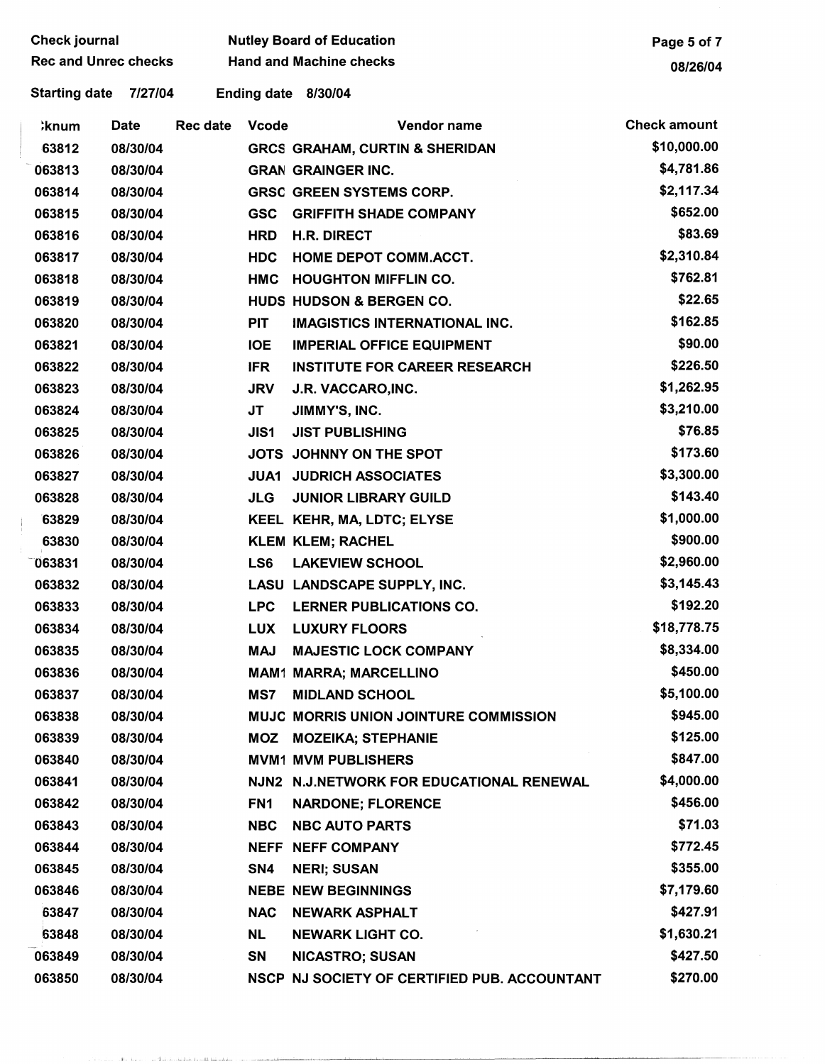Check journal | Nutley Board of Education
Rec and Unrec checks | Hand and Machine checks

08/26/04

Starting date 7/27/04 Ending date 8/30/04

| :knum | Date | Rec date | Vcode | Vendor name | Check amount |
|---|---|---|---|---|---|
| 63812 | 08/30/04 | | GRCS | GRAHAM, CURTIN & SHERIDAN | $10,000.00 |
| 063813 | 08/30/04 | | GRAN | GRAINGER INC. | $4,781.86 |
| 063814 | 08/30/04 | | GRSC | GREEN SYSTEMS CORP. | $2,117.34 |
| 063815 | 08/30/04 | | GSC | GRIFFITH SHADE COMPANY | $652.00 |
| 063816 | 08/30/04 | | HRD | H.R. DIRECT | $83.69 |
| 063817 | 08/30/04 | | HDC | HOME DEPOT COMM.ACCT. | $2,310.84 |
| 063818 | 08/30/04 | | HMC | HOUGHTON MIFFLIN CO. | $762.81 |
| 063819 | 08/30/04 | | HUDS | HUDSON & BERGEN CO. | $22.65 |
| 063820 | 08/30/04 | | PIT | IMAGISTICS INTERNATIONAL INC. | $162.85 |
| 063821 | 08/30/04 | | IOE | IMPERIAL OFFICE EQUIPMENT | $90.00 |
| 063822 | 08/30/04 | | IFR | INSTITUTE FOR CAREER RESEARCH | $226.50 |
| 063823 | 08/30/04 | | JRV | J.R. VACCARO,INC. | $1,262.95 |
| 063824 | 08/30/04 | | JT | JIMMY'S, INC. | $3,210.00 |
| 063825 | 08/30/04 | | JIS1 | JIST PUBLISHING | $76.85 |
| 063826 | 08/30/04 | | JOTS | JOHNNY ON THE SPOT | $173.60 |
| 063827 | 08/30/04 | | JUA1 | JUDRICH ASSOCIATES | $3,300.00 |
| 063828 | 08/30/04 | | JLG | JUNIOR LIBRARY GUILD | $143.40 |
| 63829 | 08/30/04 | | KEEL | KEHR, MA, LDTC; ELYSE | $1,000.00 |
| 63830 | 08/30/04 | | KLEM | KLEM; RACHEL | $900.00 |
| 063831 | 08/30/04 | | LS6 | LAKEVIEW SCHOOL | $2,960.00 |
| 063832 | 08/30/04 | | LASU | LANDSCAPE SUPPLY, INC. | $3,145.43 |
| 063833 | 08/30/04 | | LPC | LERNER PUBLICATIONS CO. | $192.20 |
| 063834 | 08/30/04 | | LUX | LUXURY FLOORS | $18,778.75 |
| 063835 | 08/30/04 | | MAJ | MAJESTIC LOCK COMPANY | $8,334.00 |
| 063836 | 08/30/04 | | MAM1 | MARRA; MARCELLINO | $450.00 |
| 063837 | 08/30/04 | | MS7 | MIDLAND SCHOOL | $5,100.00 |
| 063838 | 08/30/04 | | MUJC | MORRIS UNION JOINTURE COMMISSION | $945.00 |
| 063839 | 08/30/04 | | MOZ | MOZEIKA; STEPHANIE | $125.00 |
| 063840 | 08/30/04 | | MVM1 | MVM PUBLISHERS | $847.00 |
| 063841 | 08/30/04 | | NJN2 | N.J.NETWORK FOR EDUCATIONAL RENEWAL | $4,000.00 |
| 063842 | 08/30/04 | | FN1 | NARDONE; FLORENCE | $456.00 |
| 063843 | 08/30/04 | | NBC | NBC AUTO PARTS | $71.03 |
| 063844 | 08/30/04 | | NEFF | NEFF COMPANY | $772.45 |
| 063845 | 08/30/04 | | SN4 | NERI; SUSAN | $355.00 |
| 063846 | 08/30/04 | | NEBE | NEW BEGINNINGS | $7,179.60 |
| 63847 | 08/30/04 | | NAC | NEWARK ASPHALT | $427.91 |
| 63848 | 08/30/04 | | NL | NEWARK LIGHT CO. | $1,630.21 |
| 063849 | 08/30/04 | | SN | NICASTRO; SUSAN | $427.50 |
| 063850 | 08/30/04 | | NSCP | NJ SOCIETY OF CERTIFIED PUB. ACCOUNTANT | $270.00 |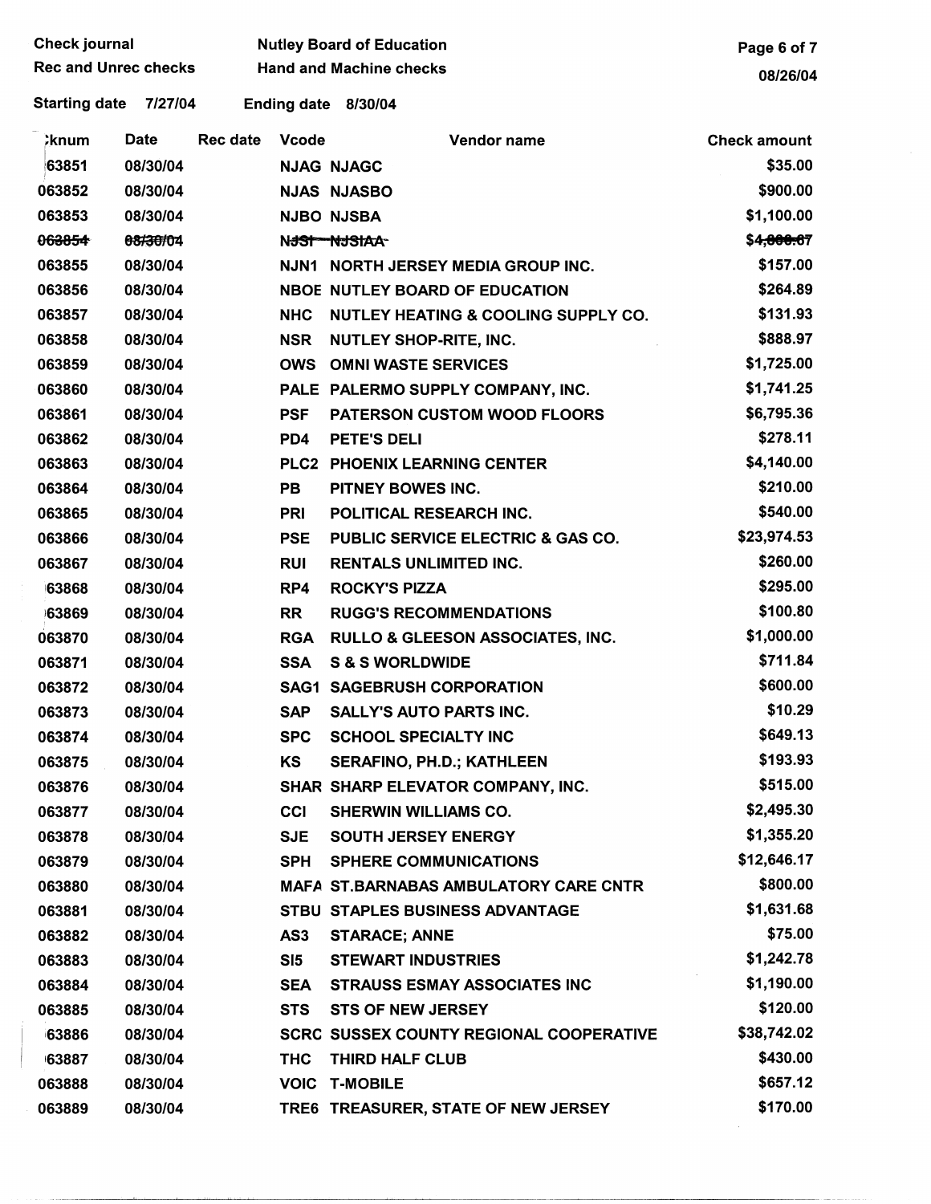Check journal — Nutley Board of Education
Rec and Unrec checks — Hand and Machine checks
08/26/04

Starting date 7/27/04 Ending date 8/30/04

| Cknum | Date | Rec date | Vcode | Vendor name | Check amount |
|---|---|---|---|---|---|
| 063851 | 08/30/04 | | NJAG | NJAGC | $35.00 |
| 063852 | 08/30/04 | | NJAS | NJASBO | $900.00 |
| 063853 | 08/30/04 | | NJBO | NJSBA | $1,100.00 |
| ~~063854~~ | ~~08/30/04~~ | | ~~NJSI~~ | ~~NJSIAA~~ | ~~$4,000.67~~ |
| 063855 | 08/30/04 | | NJN1 | NORTH JERSEY MEDIA GROUP INC. | $157.00 |
| 063856 | 08/30/04 | | NBOE | NUTLEY BOARD OF EDUCATION | $264.89 |
| 063857 | 08/30/04 | | NHC | NUTLEY HEATING & COOLING SUPPLY CO. | $131.93 |
| 063858 | 08/30/04 | | NSR | NUTLEY SHOP-RITE, INC. | $888.97 |
| 063859 | 08/30/04 | | OWS | OMNI WASTE SERVICES | $1,725.00 |
| 063860 | 08/30/04 | | PALE | PALERMO SUPPLY COMPANY, INC. | $1,741.25 |
| 063861 | 08/30/04 | | PSF | PATERSON CUSTOM WOOD FLOORS | $6,795.36 |
| 063862 | 08/30/04 | | PD4 | PETE'S DELI | $278.11 |
| 063863 | 08/30/04 | | PLC2 | PHOENIX LEARNING CENTER | $4,140.00 |
| 063864 | 08/30/04 | | PB | PITNEY BOWES INC. | $210.00 |
| 063865 | 08/30/04 | | PRI | POLITICAL RESEARCH INC. | $540.00 |
| 063866 | 08/30/04 | | PSE | PUBLIC SERVICE ELECTRIC & GAS CO. | $23,974.53 |
| 063867 | 08/30/04 | | RUI | RENTALS UNLIMITED INC. | $260.00 |
| 063868 | 08/30/04 | | RP4 | ROCKY'S PIZZA | $295.00 |
| 063869 | 08/30/04 | | RR | RUGG'S RECOMMENDATIONS | $100.80 |
| 063870 | 08/30/04 | | RGA | RULLO & GLEESON ASSOCIATES, INC. | $1,000.00 |
| 063871 | 08/30/04 | | SSA | S & S WORLDWIDE | $711.84 |
| 063872 | 08/30/04 | | SAG1 | SAGEBRUSH CORPORATION | $600.00 |
| 063873 | 08/30/04 | | SAP | SALLY'S AUTO PARTS INC. | $10.29 |
| 063874 | 08/30/04 | | SPC | SCHOOL SPECIALTY INC | $649.13 |
| 063875 | 08/30/04 | | KS | SERAFINO, PH.D.; KATHLEEN | $193.93 |
| 063876 | 08/30/04 | | SHAR | SHARP ELEVATOR COMPANY, INC. | $515.00 |
| 063877 | 08/30/04 | | CCI | SHERWIN WILLIAMS CO. | $2,495.30 |
| 063878 | 08/30/04 | | SJE | SOUTH JERSEY ENERGY | $1,355.20 |
| 063879 | 08/30/04 | | SPH | SPHERE COMMUNICATIONS | $12,646.17 |
| 063880 | 08/30/04 | | MAFA | ST.BARNABAS AMBULATORY CARE CNTR | $800.00 |
| 063881 | 08/30/04 | | STBU | STAPLES BUSINESS ADVANTAGE | $1,631.68 |
| 063882 | 08/30/04 | | AS3 | STARACE; ANNE | $75.00 |
| 063883 | 08/30/04 | | SI5 | STEWART INDUSTRIES | $1,242.78 |
| 063884 | 08/30/04 | | SEA | STRAUSS ESMAY ASSOCIATES INC | $1,190.00 |
| 063885 | 08/30/04 | | STS | STS OF NEW JERSEY | $120.00 |
| 063886 | 08/30/04 | | SCRC | SUSSEX COUNTY REGIONAL COOPERATIVE | $38,742.02 |
| 063887 | 08/30/04 | | THC | THIRD HALF CLUB | $430.00 |
| 063888 | 08/30/04 | | VOIC | T-MOBILE | $657.12 |
| 063889 | 08/30/04 | | TRE6 | TREASURER, STATE OF NEW JERSEY | $170.00 |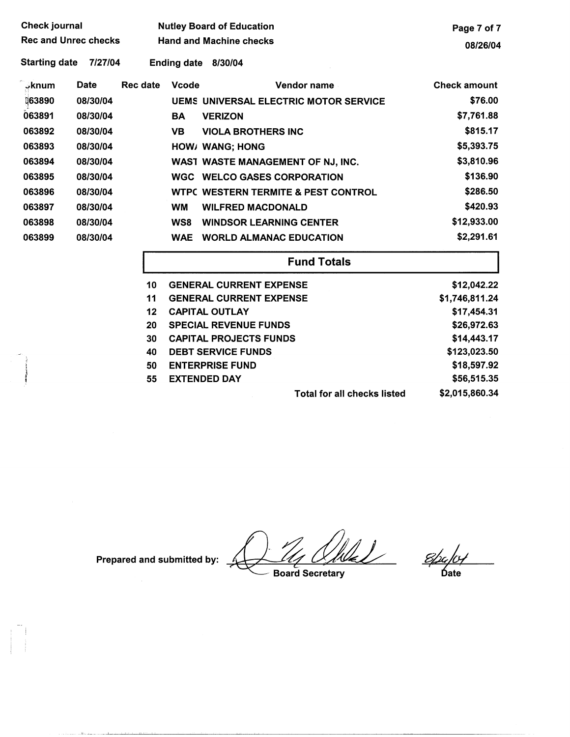Check journal
Rec and Unrec checks

Nutley Board of Education
Hand and Machine checks

08/26/04

Starting date 7/27/04 Ending date 8/30/04

| Chknum | Date | Rec date | Vcode | Vendor name | Check amount |
|---|---|---|---|---|---|
| 063890 | 08/30/04 | | UEMS | UNIVERSAL ELECTRIC MOTOR SERVICE | $76.00 |
| 063891 | 08/30/04 | | BA | VERIZON | $7,761.88 |
| 063892 | 08/30/04 | | VB | VIOLA BROTHERS INC | $815.17 |
| 063893 | 08/30/04 | | HOW/ | WANG; HONG | $5,393.75 |
| 063894 | 08/30/04 | | WAST | WASTE MANAGEMENT OF NJ, INC. | $3,810.96 |
| 063895 | 08/30/04 | | WGC | WELCO GASES CORPORATION | $136.90 |
| 063896 | 08/30/04 | | WTPC | WESTERN TERMITE & PEST CONTROL | $286.50 |
| 063897 | 08/30/04 | | WM | WILFRED MACDONALD | $420.93 |
| 063898 | 08/30/04 | | WS8 | WINDSOR LEARNING CENTER | $12,933.00 |
| 063899 | 08/30/04 | | WAE | WORLD ALMANAC EDUCATION | $2,291.61 |

## Fund Totals

| | | |
|---|---|---|
| 10 | GENERAL CURRENT EXPENSE | $12,042.22 |
| 11 | GENERAL CURRENT EXPENSE | $1,746,811.24 |
| 12 | CAPITAL OUTLAY | $17,454.31 |
| 20 | SPECIAL REVENUE FUNDS | $26,972.63 |
| 30 | CAPITAL PROJECTS FUNDS | $14,443.17 |
| 40 | DEBT SERVICE FUNDS | $123,023.50 |
| 50 | ENTERPRISE FUND | $18,597.92 |
| 55 | EXTENDED DAY | $56,515.35 |
| | Total for all checks listed | $2,015,860.34 |

Prepared and submitted by: ______________ Board Secretary

8/26/04
Date